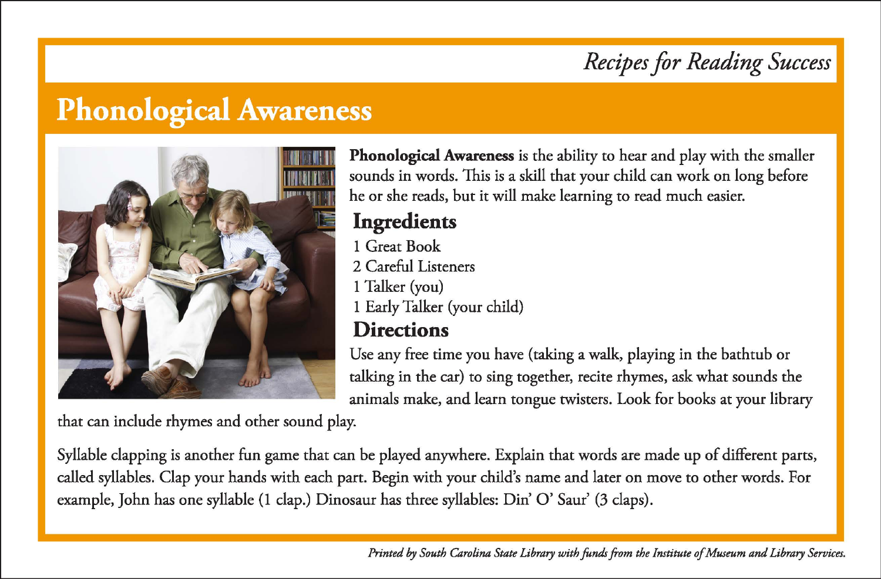*Recipes for Reading Success*

# Phonological Awareness

**Phonological Awareness** is the ability to hear and play with the smaller sounds in words. This is a skill that your child can work on long before he or she reads, but it will make learning to read much easier.

## Ingredients

1 Great Book
2 Careful Listeners
1 Talker (you)
1 Early Talker (your child)

## Directions

Use any free time you have (taking a walk, playing in the bathtub or talking in the car) to sing together, recite rhymes, ask what sounds the animals make, and learn tongue twisters. Look for books at your library that can include rhymes and other sound play.

Syllable clapping is another fun game that can be played anywhere. Explain that words are made up of different parts, called syllables. Clap your hands with each part. Begin with your child's name and later on move to other words. For example, John has one syllable (1 clap.) Dinosaur has three syllables: Din' O' Saur' (3 claps).

*Printed by South Carolina State Library with funds from the Institute of Museum and Library Services.*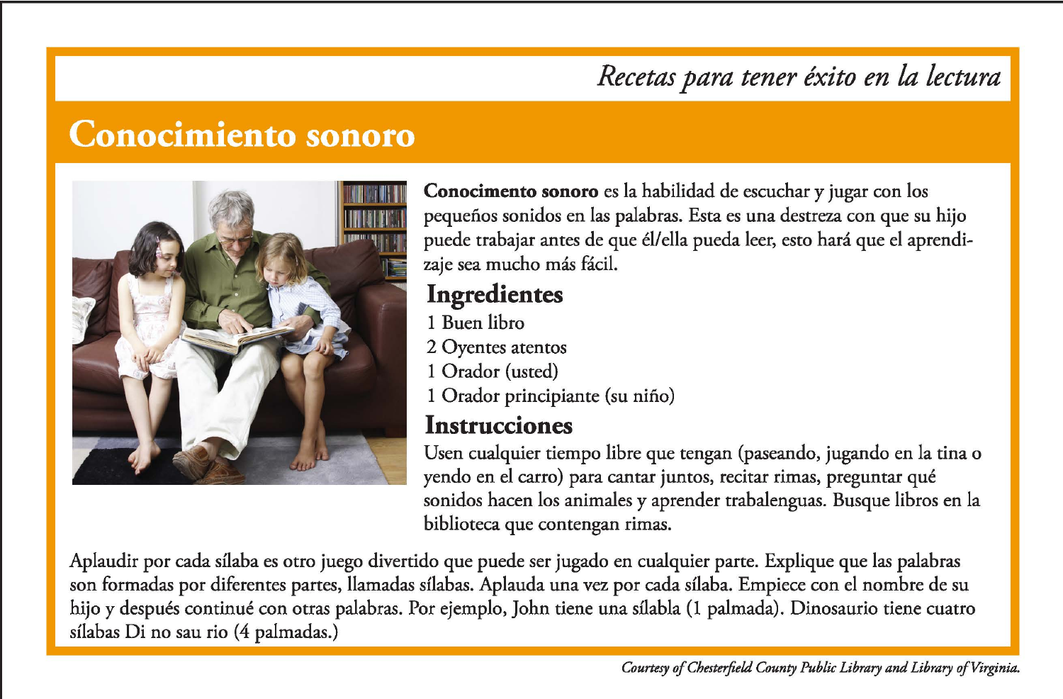*Recetas para tener éxito en la lectura*

# Conocimiento sonoro

**Conocimento sonoro** es la habilidad de escuchar y jugar con los pequeños sonidos en las palabras. Esta es una destreza con que su hijo puede trabajar antes de que él/ella pueda leer, esto hará que el aprendizaje sea mucho más fácil.

## Ingredientes

1 Buen libro
2 Oyentes atentos
1 Orador (usted)
1 Orador principiante (su niño)

## Instrucciones

Usen cualquier tiempo libre que tengan (paseando, jugando en la tina o yendo en el carro) para cantar juntos, recitar rimas, preguntar qué sonidos hacen los animales y aprender trabalenguas. Busque libros en la biblioteca que contengan rimas.

Aplaudir por cada sílaba es otro juego divertido que puede ser jugado en cualquier parte. Explique que las palabras son formadas por diferentes partes, llamadas sílabas. Aplauda una vez por cada sílaba. Empiece con el nombre de su hijo y después continué con otras palabras. Por ejemplo, John tiene una sílabla (1 palmada). Dinosaurio tiene cuatro sílabas Di no sau rio (4 palmadas.)

*Courtesy of Chesterfield County Public Library and Library of Virginia.*